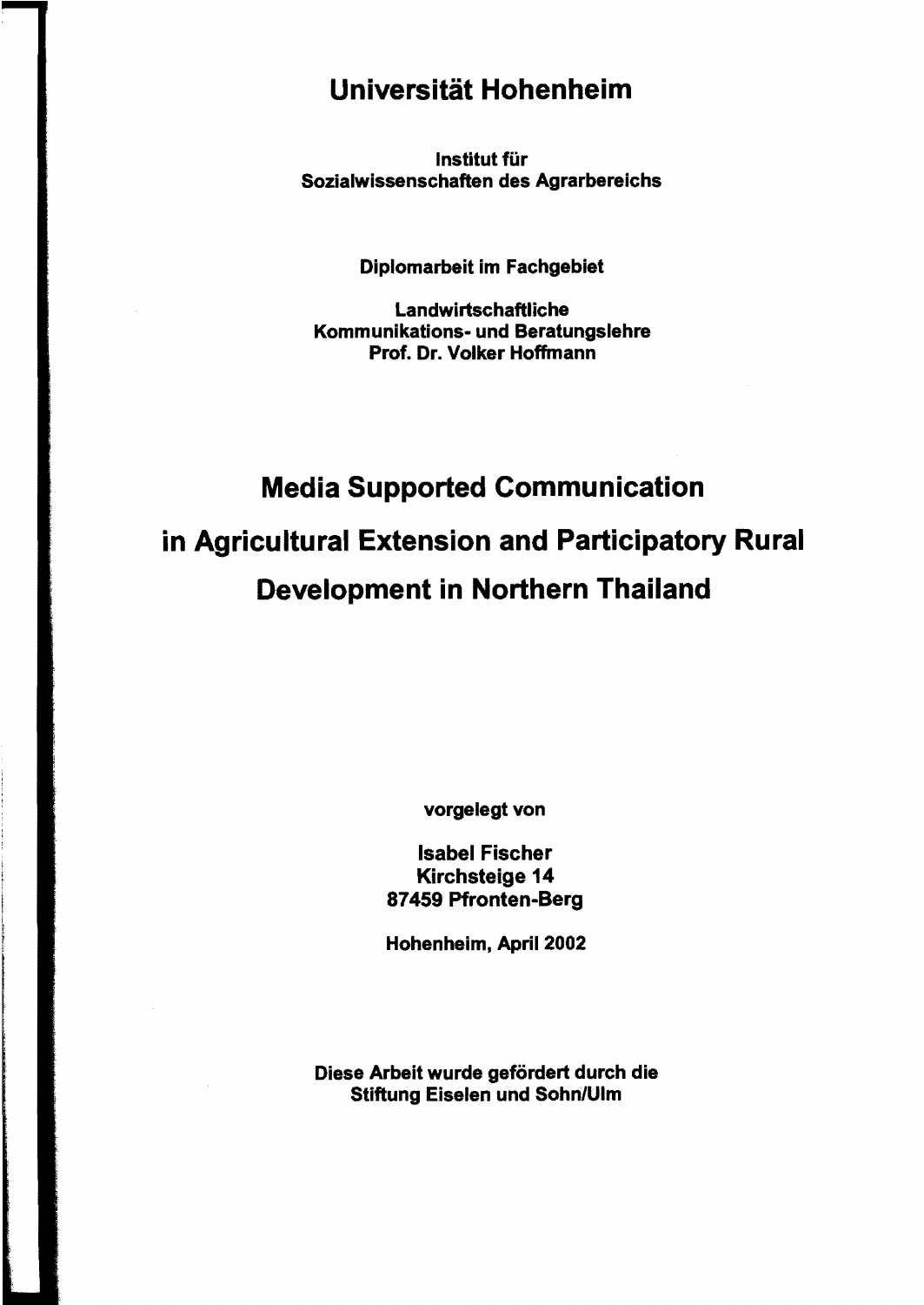# Universität Hohenheim

**Institut für**
**Sozialwissenschaften des Agrarbereichs**

**Diplomarbeit im Fachgebiet**

**Landwirtschaftliche**
**Kommunikations- und Beratungslehre**
**Prof. Dr. Volker Hoffmann**

# Media Supported Communication in Agricultural Extension and Participatory Rural Development in Northern Thailand

**vorgelegt von**

**Isabel Fischer**
**Kirchsteige 14**
**87459 Pfronten-Berg**

**Hohenheim, April 2002**

**Diese Arbeit wurde gefördert durch die**
**Stiftung Eiselen und Sohn/Ulm**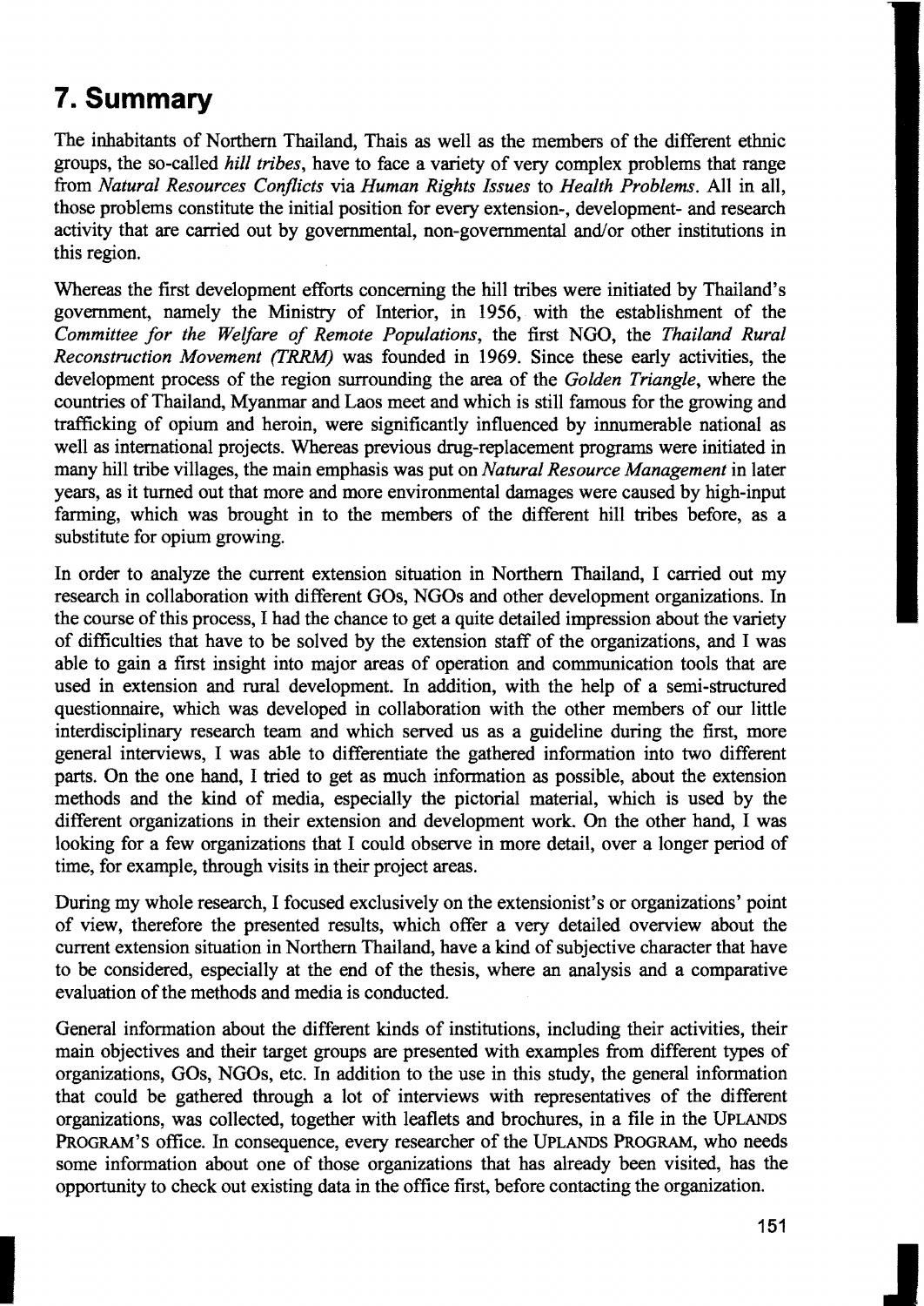# 7. Summary

The inhabitants of Northern Thailand, Thais as well as the members of the different ethnic groups, the so-called *hill tribes*, have to face a variety of very complex problems that range from *Natural Resources Conflicts* via *Human Rights Issues* to *Health Problems*. All in all, those problems constitute the initial position for every extension-, development- and research activity that are carried out by governmental, non-governmental and/or other institutions in this region.

Whereas the first development efforts concerning the hill tribes were initiated by Thailand's government, namely the Ministry of Interior, in 1956, with the establishment of the *Committee for the Welfare of Remote Populations*, the first NGO, the *Thailand Rural Reconstruction Movement (TRRM)* was founded in 1969. Since these early activities, the development process of the region surrounding the area of the *Golden Triangle*, where the countries of Thailand, Myanmar and Laos meet and which is still famous for the growing and trafficking of opium and heroin, were significantly influenced by innumerable national as well as international projects. Whereas previous drug-replacement programs were initiated in many hill tribe villages, the main emphasis was put on *Natural Resource Management* in later years, as it turned out that more and more environmental damages were caused by high-input farming, which was brought in to the members of the different hill tribes before, as a substitute for opium growing.

In order to analyze the current extension situation in Northern Thailand, I carried out my research in collaboration with different GOs, NGOs and other development organizations. In the course of this process, I had the chance to get a quite detailed impression about the variety of difficulties that have to be solved by the extension staff of the organizations, and I was able to gain a first insight into major areas of operation and communication tools that are used in extension and rural development. In addition, with the help of a semi-structured questionnaire, which was developed in collaboration with the other members of our little interdisciplinary research team and which served us as a guideline during the first, more general interviews, I was able to differentiate the gathered information into two different parts. On the one hand, I tried to get as much information as possible, about the extension methods and the kind of media, especially the pictorial material, which is used by the different organizations in their extension and development work. On the other hand, I was looking for a few organizations that I could observe in more detail, over a longer period of time, for example, through visits in their project areas.

During my whole research, I focused exclusively on the extensionist's or organizations' point of view, therefore the presented results, which offer a very detailed overview about the current extension situation in Northern Thailand, have a kind of subjective character that have to be considered, especially at the end of the thesis, where an analysis and a comparative evaluation of the methods and media is conducted.

General information about the different kinds of institutions, including their activities, their main objectives and their target groups are presented with examples from different types of organizations, GOs, NGOs, etc. In addition to the use in this study, the general information that could be gathered through a lot of interviews with representatives of the different organizations, was collected, together with leaflets and brochures, in a file in the UPLANDS PROGRAM'S office. In consequence, every researcher of the UPLANDS PROGRAM, who needs some information about one of those organizations that has already been visited, has the opportunity to check out existing data in the office first, before contacting the organization.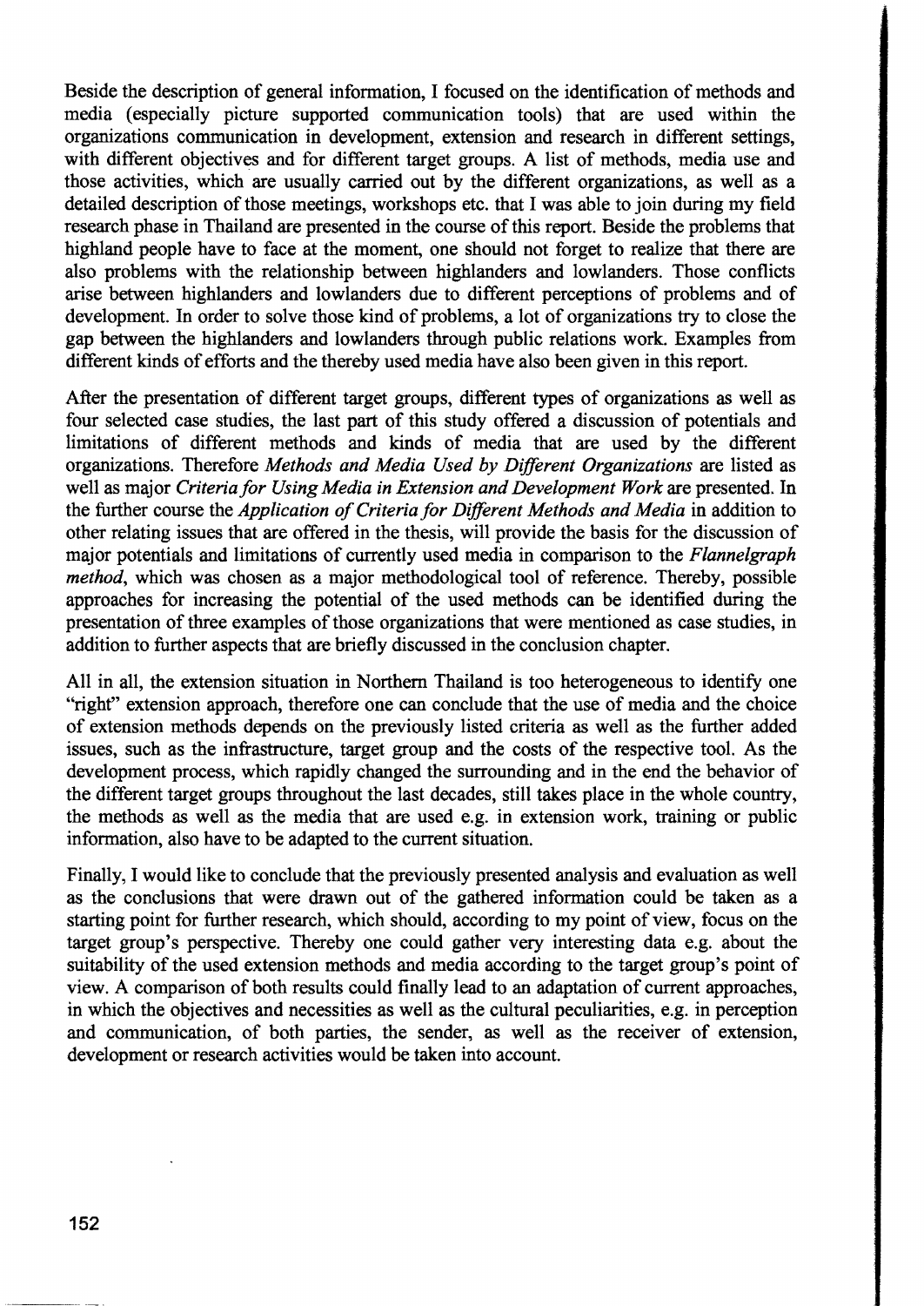Beside the description of general information, I focused on the identification of methods and media (especially picture supported communication tools) that are used within the organizations communication in development, extension and research in different settings, with different objectives and for different target groups. A list of methods, media use and those activities, which are usually carried out by the different organizations, as well as a detailed description of those meetings, workshops etc. that I was able to join during my field research phase in Thailand are presented in the course of this report. Beside the problems that highland people have to face at the moment, one should not forget to realize that there are also problems with the relationship between highlanders and lowlanders. Those conflicts arise between highlanders and lowlanders due to different perceptions of problems and of development. In order to solve those kind of problems, a lot of organizations try to close the gap between the highlanders and lowlanders through public relations work. Examples from different kinds of efforts and the thereby used media have also been given in this report.

After the presentation of different target groups, different types of organizations as well as four selected case studies, the last part of this study offered a discussion of potentials and limitations of different methods and kinds of media that are used by the different organizations. Therefore *Methods and Media Used by Different Organizations* are listed as well as major *Criteria for Using Media in Extension and Development Work* are presented. In the further course the *Application of Criteria for Different Methods and Media* in addition to other relating issues that are offered in the thesis, will provide the basis for the discussion of major potentials and limitations of currently used media in comparison to the *Flannelgraph method*, which was chosen as a major methodological tool of reference. Thereby, possible approaches for increasing the potential of the used methods can be identified during the presentation of three examples of those organizations that were mentioned as case studies, in addition to further aspects that are briefly discussed in the conclusion chapter.

All in all, the extension situation in Northern Thailand is too heterogeneous to identify one "right" extension approach, therefore one can conclude that the use of media and the choice of extension methods depends on the previously listed criteria as well as the further added issues, such as the infrastructure, target group and the costs of the respective tool. As the development process, which rapidly changed the surrounding and in the end the behavior of the different target groups throughout the last decades, still takes place in the whole country, the methods as well as the media that are used e.g. in extension work, training or public information, also have to be adapted to the current situation.

Finally, I would like to conclude that the previously presented analysis and evaluation as well as the conclusions that were drawn out of the gathered information could be taken as a starting point for further research, which should, according to my point of view, focus on the target group's perspective. Thereby one could gather very interesting data e.g. about the suitability of the used extension methods and media according to the target group's point of view. A comparison of both results could finally lead to an adaptation of current approaches, in which the objectives and necessities as well as the cultural peculiarities, e.g. in perception and communication, of both parties, the sender, as well as the receiver of extension, development or research activities would be taken into account.